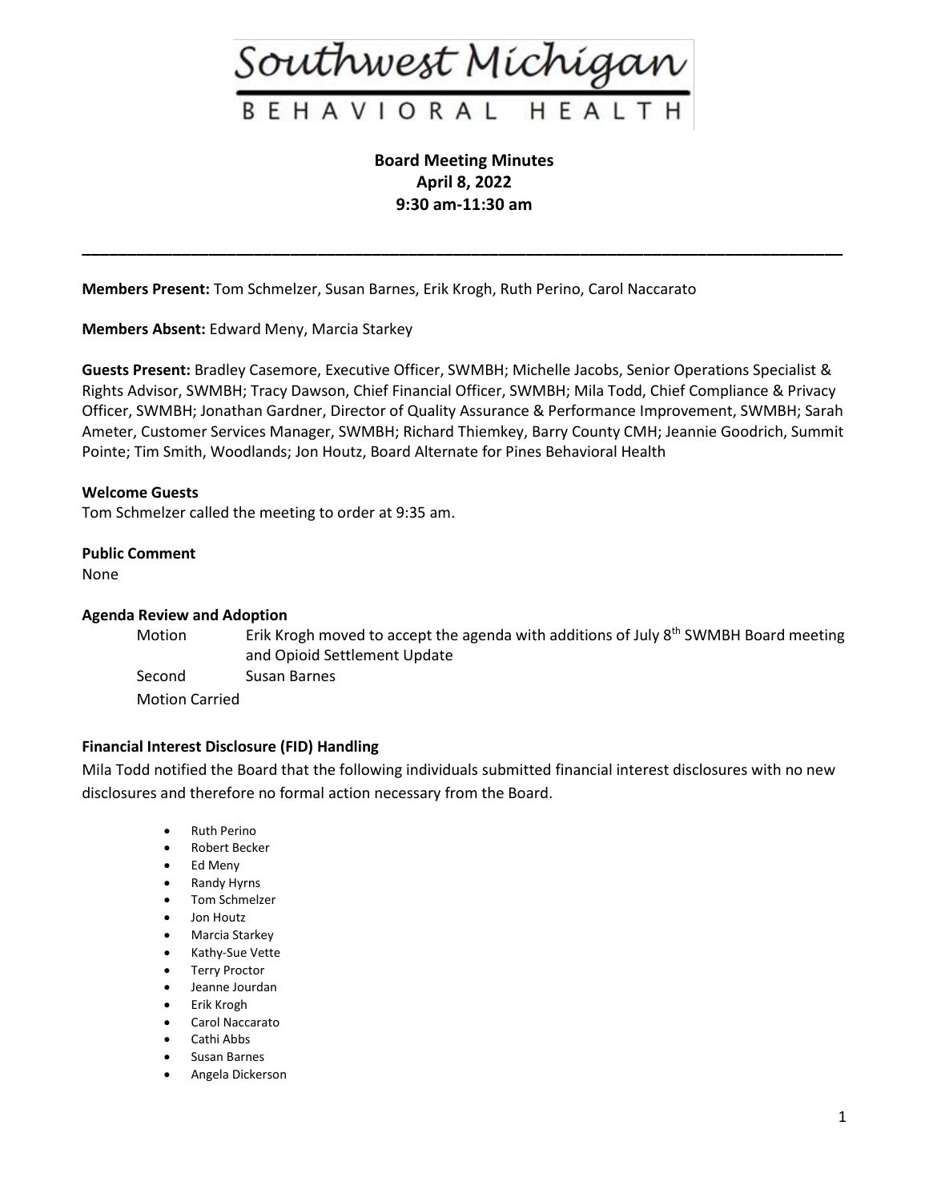Southwest Michigan

BEHAVIORAL HEALTH

**Board Meeting Minutes**
**April 8, 2022**
**9:30 am-11:30 am**

---

**Members Present:** Tom Schmelzer, Susan Barnes, Erik Krogh, Ruth Perino, Carol Naccarato

**Members Absent:** Edward Meny, Marcia Starkey

**Guests Present:** Bradley Casemore, Executive Officer, SWMBH; Michelle Jacobs, Senior Operations Specialist & Rights Advisor, SWMBH; Tracy Dawson, Chief Financial Officer, SWMBH; Mila Todd, Chief Compliance & Privacy Officer, SWMBH; Jonathan Gardner, Director of Quality Assurance & Performance Improvement, SWMBH; Sarah Ameter, Customer Services Manager, SWMBH; Richard Thiemkey, Barry County CMH; Jeannie Goodrich, Summit Pointe; Tim Smith, Woodlands; Jon Houtz, Board Alternate for Pines Behavioral Health

**Welcome Guests**
Tom Schmelzer called the meeting to order at 9:35 am.

**Public Comment**
None

**Agenda Review and Adoption**

Motion: Erik Krogh moved to accept the agenda with additions of July 8th SWMBH Board meeting and Opioid Settlement Update
Second: Susan Barnes
Motion Carried

**Financial Interest Disclosure (FID) Handling**
Mila Todd notified the Board that the following individuals submitted financial interest disclosures with no new disclosures and therefore no formal action necessary from the Board.

- Ruth Perino
- Robert Becker
- Ed Meny
- Randy Hyrns
- Tom Schmelzer
- Jon Houtz
- Marcia Starkey
- Kathy-Sue Vette
- Terry Proctor
- Jeanne Jourdan
- Erik Krogh
- Carol Naccarato
- Cathi Abbs
- Susan Barnes
- Angela Dickerson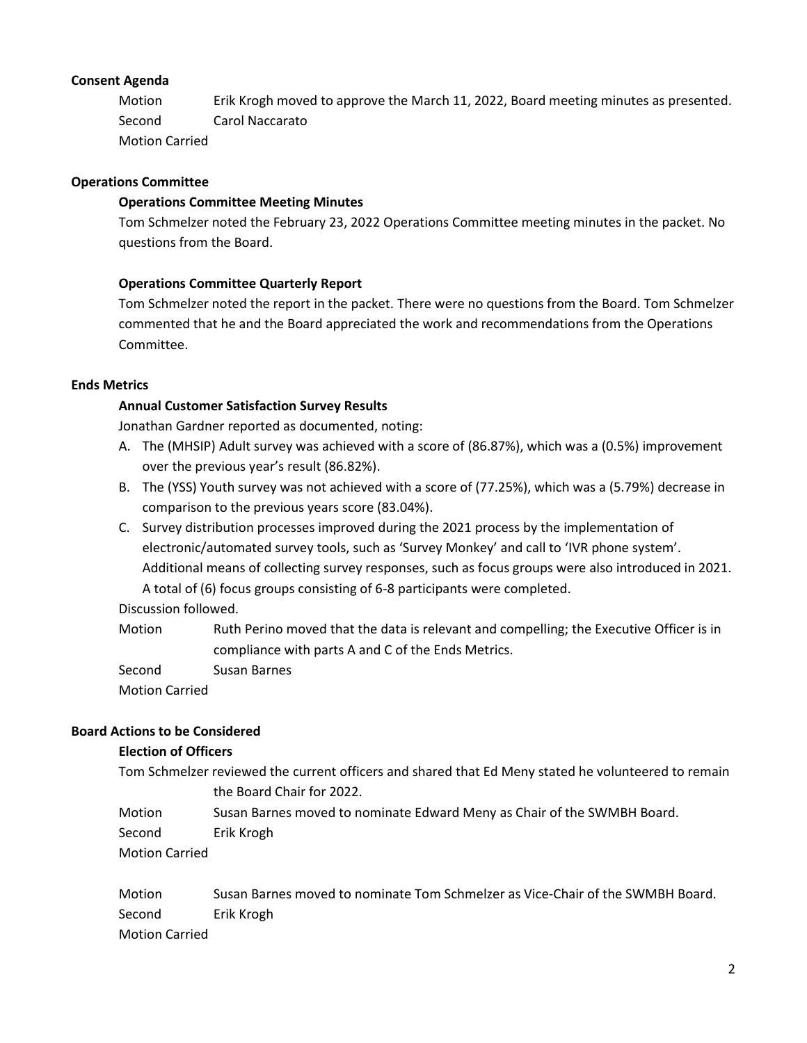**Consent Agenda**

Motion Erik Krogh moved to approve the March 11, 2022, Board meeting minutes as presented.
Second Carol Naccarato
Motion Carried

**Operations Committee**

**Operations Committee Meeting Minutes**

Tom Schmelzer noted the February 23, 2022 Operations Committee meeting minutes in the packet. No questions from the Board.

**Operations Committee Quarterly Report**

Tom Schmelzer noted the report in the packet. There were no questions from the Board. Tom Schmelzer commented that he and the Board appreciated the work and recommendations from the Operations Committee.

**Ends Metrics**

**Annual Customer Satisfaction Survey Results**

Jonathan Gardner reported as documented, noting:

A. The (MHSIP) Adult survey was achieved with a score of (86.87%), which was a (0.5%) improvement over the previous year's result (86.82%).
B. The (YSS) Youth survey was not achieved with a score of (77.25%), which was a (5.79%) decrease in comparison to the previous years score (83.04%).
C. Survey distribution processes improved during the 2021 process by the implementation of electronic/automated survey tools, such as 'Survey Monkey' and call to 'IVR phone system'. Additional means of collecting survey responses, such as focus groups were also introduced in 2021. A total of (6) focus groups consisting of 6-8 participants were completed.

Discussion followed.

Motion Ruth Perino moved that the data is relevant and compelling; the Executive Officer is in compliance with parts A and C of the Ends Metrics.
Second Susan Barnes
Motion Carried

**Board Actions to be Considered**

**Election of Officers**

Tom Schmelzer reviewed the current officers and shared that Ed Meny stated he volunteered to remain the Board Chair for 2022.

Motion Susan Barnes moved to nominate Edward Meny as Chair of the SWMBH Board.
Second Erik Krogh
Motion Carried

Motion Susan Barnes moved to nominate Tom Schmelzer as Vice-Chair of the SWMBH Board.
Second Erik Krogh
Motion Carried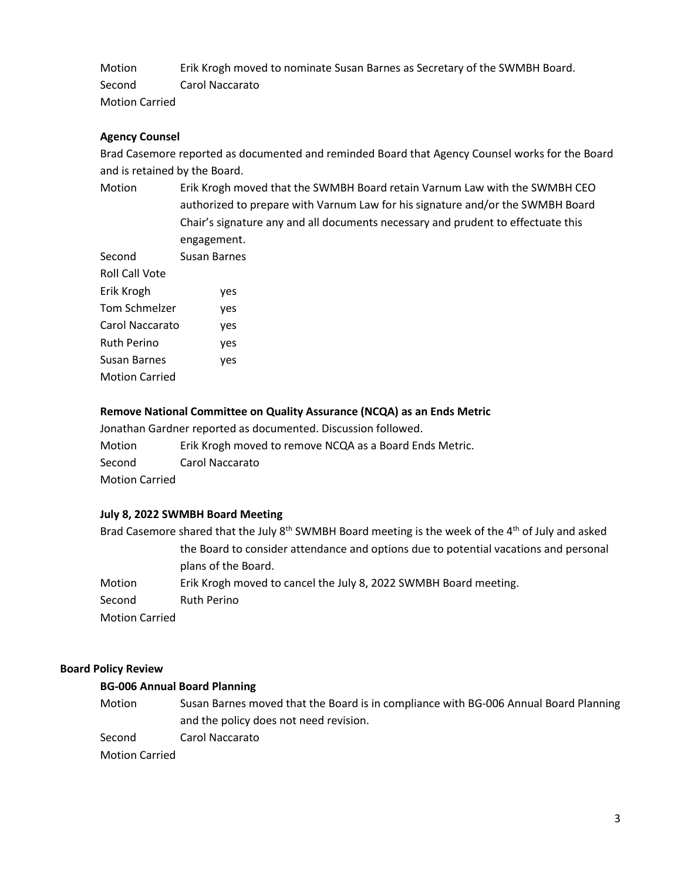Motion Erik Krogh moved to nominate Susan Barnes as Secretary of the SWMBH Board.
Second Carol Naccarato
Motion Carried

**Agency Counsel**

Brad Casemore reported as documented and reminded Board that Agency Counsel works for the Board and is retained by the Board.

Motion Erik Krogh moved that the SWMBH Board retain Varnum Law with the SWMBH CEO authorized to prepare with Varnum Law for his signature and/or the SWMBH Board Chair's signature any and all documents necessary and prudent to effectuate this engagement.
Second Susan Barnes
Roll Call Vote
Erik Krogh yes
Tom Schmelzer yes
Carol Naccarato yes
Ruth Perino yes
Susan Barnes yes
Motion Carried

**Remove National Committee on Quality Assurance (NCQA) as an Ends Metric**

Jonathan Gardner reported as documented. Discussion followed.

Motion Erik Krogh moved to remove NCQA as a Board Ends Metric.
Second Carol Naccarato
Motion Carried

**July 8, 2022 SWMBH Board Meeting**

Brad Casemore shared that the July 8th SWMBH Board meeting is the week of the 4th of July and asked the Board to consider attendance and options due to potential vacations and personal plans of the Board.

Motion Erik Krogh moved to cancel the July 8, 2022 SWMBH Board meeting.
Second Ruth Perino
Motion Carried

**Board Policy Review**

**BG-006 Annual Board Planning**

Motion Susan Barnes moved that the Board is in compliance with BG-006 Annual Board Planning and the policy does not need revision.
Second Carol Naccarato
Motion Carried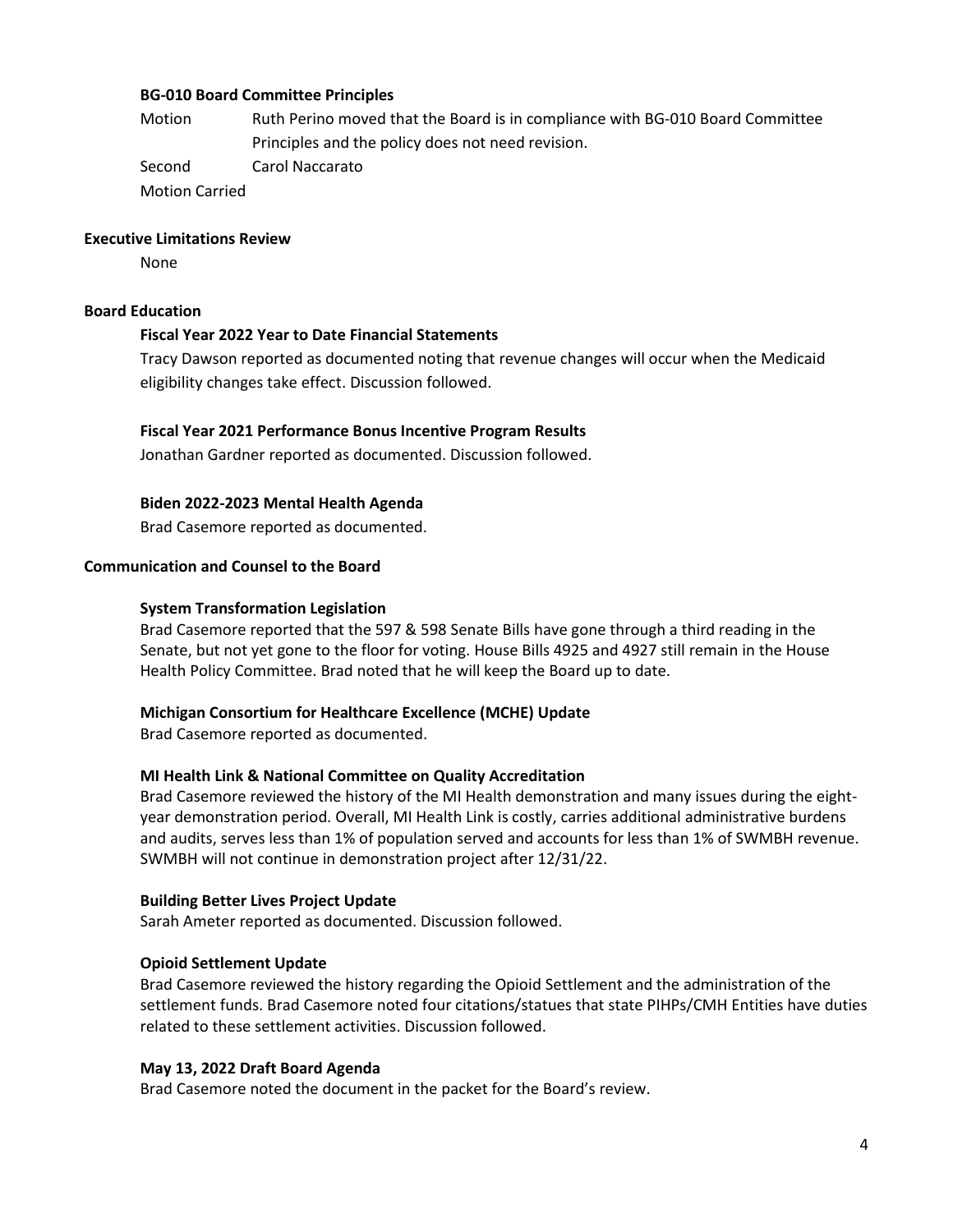#### BG-010 Board Committee Principles

Motion Ruth Perino moved that the Board is in compliance with BG-010 Board Committee Principles and the policy does not need revision.

Second Carol Naccarato

Motion Carried

### Executive Limitations Review

None

### Board Education

#### Fiscal Year 2022 Year to Date Financial Statements

Tracy Dawson reported as documented noting that revenue changes will occur when the Medicaid eligibility changes take effect. Discussion followed.

#### Fiscal Year 2021 Performance Bonus Incentive Program Results

Jonathan Gardner reported as documented. Discussion followed.

#### Biden 2022-2023 Mental Health Agenda

Brad Casemore reported as documented.

### Communication and Counsel to the Board

#### System Transformation Legislation

Brad Casemore reported that the 597 & 598 Senate Bills have gone through a third reading in the Senate, but not yet gone to the floor for voting. House Bills 4925 and 4927 still remain in the House Health Policy Committee. Brad noted that he will keep the Board up to date.

#### Michigan Consortium for Healthcare Excellence (MCHE) Update

Brad Casemore reported as documented.

#### MI Health Link & National Committee on Quality Accreditation

Brad Casemore reviewed the history of the MI Health demonstration and many issues during the eight-year demonstration period. Overall, MI Health Link is costly, carries additional administrative burdens and audits, serves less than 1% of population served and accounts for less than 1% of SWMBH revenue. SWMBH will not continue in demonstration project after 12/31/22.

#### Building Better Lives Project Update

Sarah Ameter reported as documented. Discussion followed.

#### Opioid Settlement Update

Brad Casemore reviewed the history regarding the Opioid Settlement and the administration of the settlement funds. Brad Casemore noted four citations/statues that state PIHPs/CMH Entities have duties related to these settlement activities. Discussion followed.

#### May 13, 2022 Draft Board Agenda

Brad Casemore noted the document in the packet for the Board's review.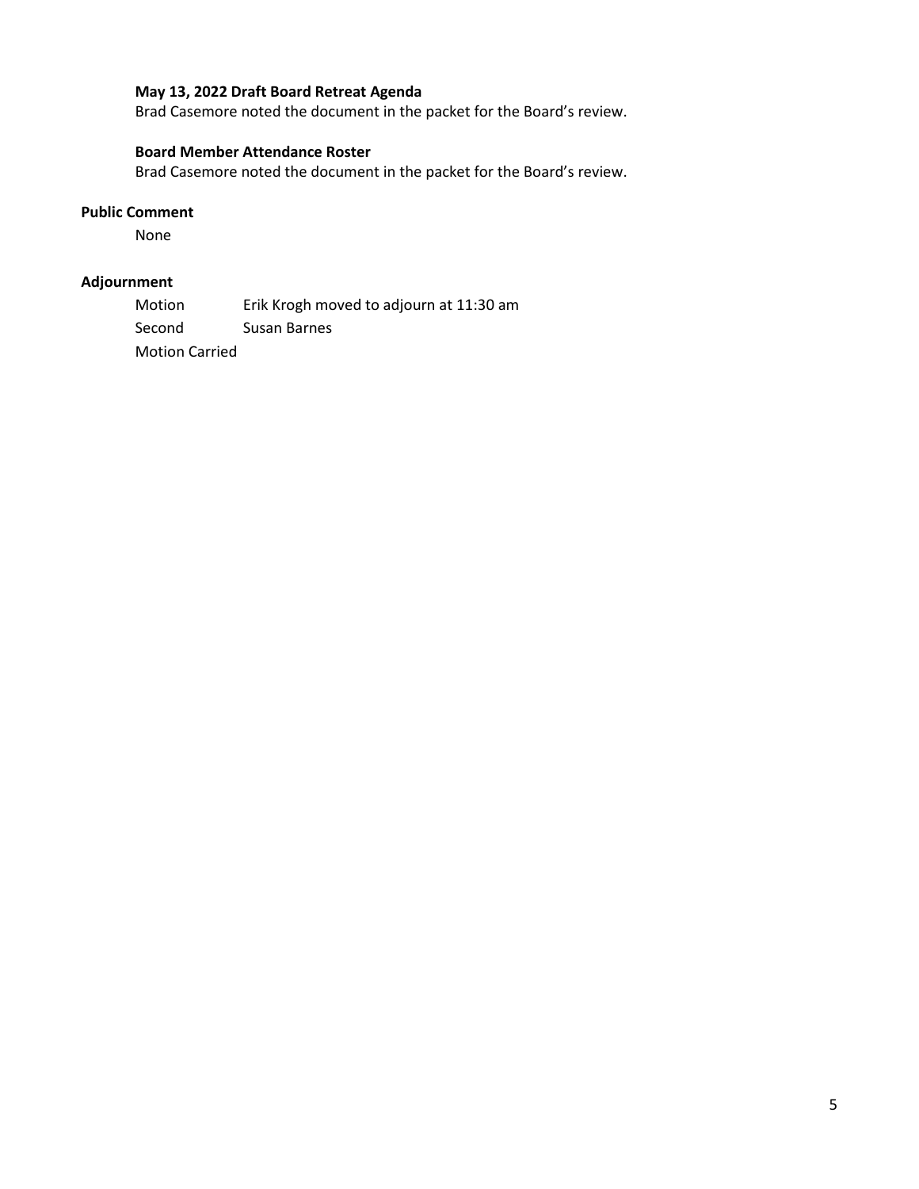### May 13, 2022 Draft Board Retreat Agenda

Brad Casemore noted the document in the packet for the Board's review.

### Board Member Attendance Roster

Brad Casemore noted the document in the packet for the Board's review.

## Public Comment

None

## Adjournment

Motion Erik Krogh moved to adjourn at 11:30 am

Second Susan Barnes

Motion Carried